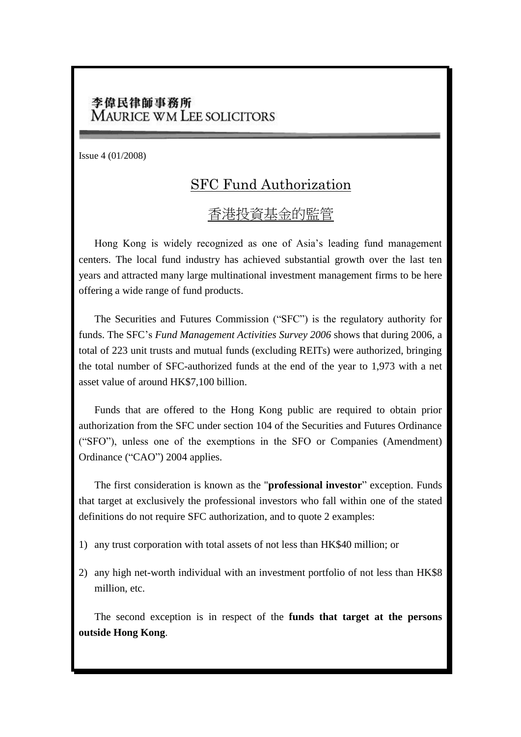李偉民律師事務所
MAURICE WM LEE SOLICITORS

Issue 4 (01/2008)

# SFC Fund Authorization

# 香港投資基金的監管

Hong Kong is widely recognized as one of Asia's leading fund management centers. The local fund industry has achieved substantial growth over the last ten years and attracted many large multinational investment management firms to be here offering a wide range of fund products.

The Securities and Futures Commission ("SFC") is the regulatory authority for funds. The SFC's *Fund Management Activities Survey 2006* shows that during 2006, a total of 223 unit trusts and mutual funds (excluding REITs) were authorized, bringing the total number of SFC-authorized funds at the end of the year to 1,973 with a net asset value of around HK$7,100 billion.

Funds that are offered to the Hong Kong public are required to obtain prior authorization from the SFC under section 104 of the Securities and Futures Ordinance ("SFO"), unless one of the exemptions in the SFO or Companies (Amendment) Ordinance ("CAO") 2004 applies.

The first consideration is known as the "**professional investor**" exception. Funds that target at exclusively the professional investors who fall within one of the stated definitions do not require SFC authorization, and to quote 2 examples:

1) any trust corporation with total assets of not less than HK$40 million; or
2) any high net-worth individual with an investment portfolio of not less than HK$8 million, etc.

The second exception is in respect of the **funds that target at the persons outside Hong Kong**.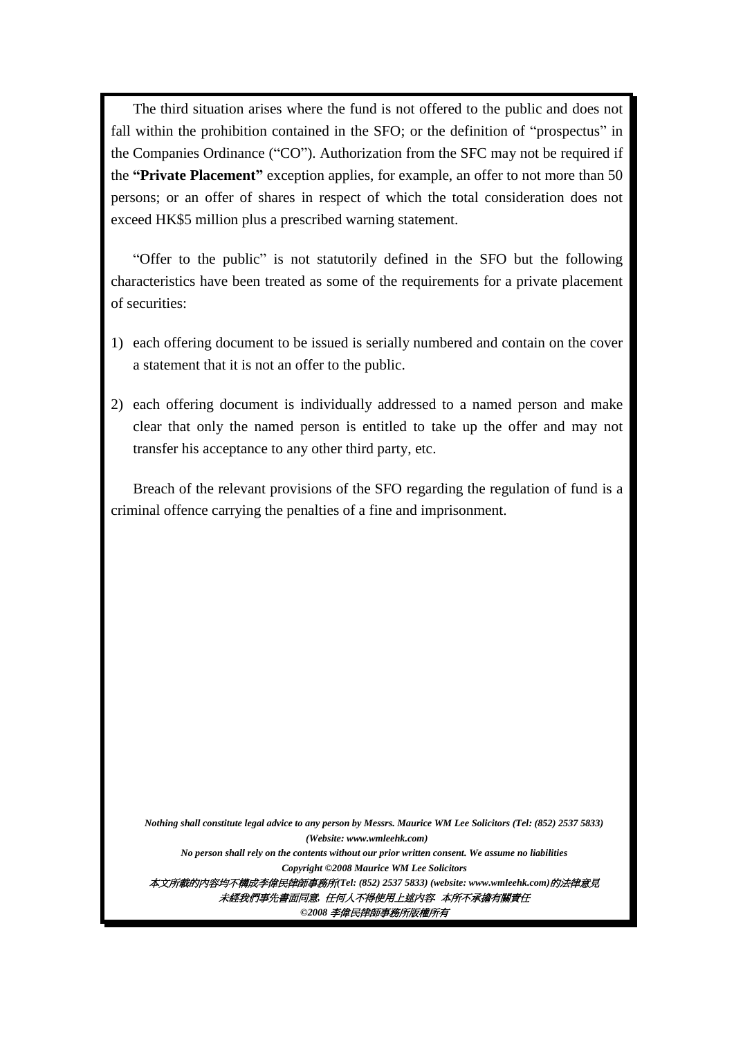The third situation arises where the fund is not offered to the public and does not fall within the prohibition contained in the SFO; or the definition of "prospectus" in the Companies Ordinance ("CO"). Authorization from the SFC may not be required if the **"Private Placement"** exception applies, for example, an offer to not more than 50 persons; or an offer of shares in respect of which the total consideration does not exceed HK$5 million plus a prescribed warning statement.

"Offer to the public" is not statutorily defined in the SFO but the following characteristics have been treated as some of the requirements for a private placement of securities:

1) each offering document to be issued is serially numbered and contain on the cover a statement that it is not an offer to the public.

2) each offering document is individually addressed to a named person and make clear that only the named person is entitled to take up the offer and may not transfer his acceptance to any other third party, etc.

Breach of the relevant provisions of the SFO regarding the regulation of fund is a criminal offence carrying the penalties of a fine and imprisonment.

***Nothing shall constitute legal advice to any person by Messrs. Maurice WM Lee Solicitors (Tel: (852) 2537 5833) (Website: www.wmleehk.com)***
***No person shall rely on the contents without our prior written consent. We assume no liabilities***
***Copyright ©2008 Maurice WM Lee Solicitors***
***本文所載的內容均不構成李偉民律師事務所(Tel: (852) 2537 5833) (website: www.wmleehk.com)的法律意見***
***未經我們事先書面同意，任何人不得使用上述內容. 本所不承擔有關責任***
***©2008 李偉民律師事務所版權所有***